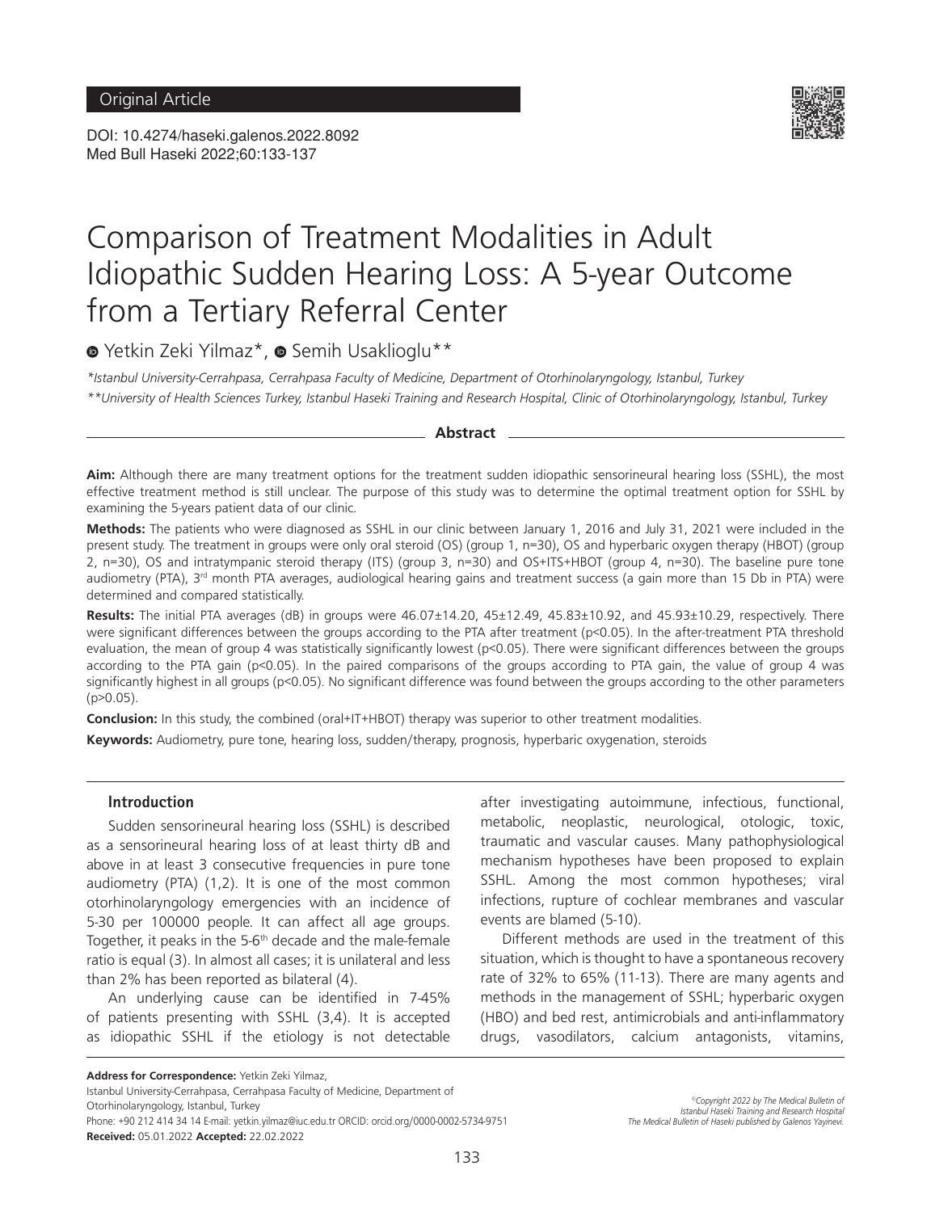Original Article

DOI: 10.4274/haseki.galenos.2022.8092

# Comparison of Treatment Modalities in Adult Idiopathic Sudden Hearing Loss: A 5-year Outcome from a Tertiary Referral Center

Yetkin Zeki Yilmaz*, Semih Usaklioglu**

*Istanbul University-Cerrahpasa, Cerrahpasa Faculty of Medicine, Department of Otorhinolaryngology, Istanbul, Turkey*

**University of Health Sciences Turkey, Istanbul Haseki Training and Research Hospital, Clinic of Otorhinolaryngology, Istanbul, Turkey*

## Abstract

**Aim:** Although there are many treatment options for the treatment sudden idiopathic sensorineural hearing loss (SSHL), the most effective treatment method is still unclear. The purpose of this study was to determine the optimal treatment option for SSHL by examining the 5-years patient data of our clinic.

**Methods:** The patients who were diagnosed as SSHL in our clinic between January 1, 2016 and July 31, 2021 were included in the present study. The treatment in groups were only oral steroid (OS) (group 1, n=30), OS and hyperbaric oxygen therapy (HBOT) (group 2, n=30), OS and intratympanic steroid therapy (ITS) (group 3, n=30) and OS+ITS+HBOT (group 4, n=30). The baseline pure tone audiometry (PTA), 3rd month PTA averages, audiological hearing gains and treatment success (a gain more than 15 Db in PTA) were determined and compared statistically.

**Results:** The initial PTA averages (dB) in groups were 46.07±14.20, 45±12.49, 45.83±10.92, and 45.93±10.29, respectively. There were significant differences between the groups according to the PTA after treatment ($p<0.05$). In the after-treatment PTA threshold evaluation, the mean of group 4 was statistically significantly lowest ($p<0.05$). There were significant differences between the groups according to the PTA gain ($p<0.05$). In the paired comparisons of the groups according to PTA gain, the value of group 4 was significantly highest in all groups ($p<0.05$). No significant difference was found between the groups according to the other parameters ($p>0.05$).

**Conclusion:** In this study, the combined (oral+IT+HBOT) therapy was superior to other treatment modalities.

**Keywords:** Audiometry, pure tone, hearing loss, sudden/therapy, prognosis, hyperbaric oxygenation, steroids

## Introduction

Sudden sensorineural hearing loss (SSHL) is described as a sensorineural hearing loss of at least thirty dB and above in at least 3 consecutive frequencies in pure tone audiometry (PTA) (1,2). It is one of the most common otorhinolaryngology emergencies with an incidence of 5-30 per 100000 people. It can affect all age groups. Together, it peaks in the 5-6th decade and the male-female ratio is equal (3). In almost all cases; it is unilateral and less than 2% has been reported as bilateral (4).

An underlying cause can be identified in 7-45% of patients presenting with SSHL (3,4). It is accepted as idiopathic SSHL if the etiology is not detectable after investigating autoimmune, infectious, functional, metabolic, neoplastic, neurological, otologic, toxic, traumatic and vascular causes. Many pathophysiological mechanism hypotheses have been proposed to explain SSHL. Among the most common hypotheses; viral infections, rupture of cochlear membranes and vascular events are blamed (5-10).

Different methods are used in the treatment of this situation, which is thought to have a spontaneous recovery rate of 32% to 65% (11-13). There are many agents and methods in the management of SSHL; hyperbaric oxygen (HBO) and bed rest, antimicrobials and anti-inflammatory drugs, vasodilators, calcium antagonists, vitamins,

**Address for Correspondence:** Yetkin Zeki Yilmaz,
Istanbul University-Cerrahpasa, Cerrahpasa Faculty of Medicine, Department of Otorhinolaryngology, Istanbul, Turkey
Phone: +90 212 414 34 14 E-mail: yetkin.yilmaz@iuc.edu.tr ORCID: orcid.org/0000-0002-5734-9751
**Received:** 05.01.2022 **Accepted:** 22.02.2022

©Copyright 2022 by The Medical Bulletin of Istanbul Haseki Training and Research Hospital
The Medical Bulletin of Haseki published by Galenos Yayinevi.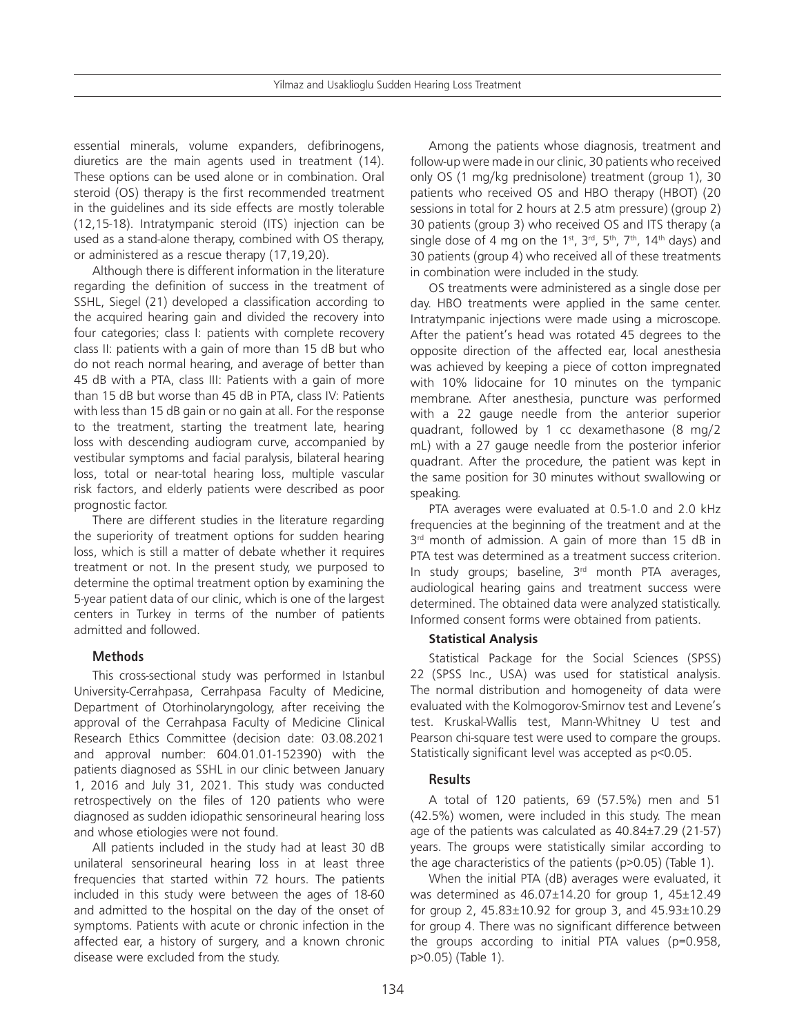essential minerals, volume expanders, defibrinogens, diuretics are the main agents used in treatment (14). These options can be used alone or in combination. Oral steroid (OS) therapy is the first recommended treatment in the guidelines and its side effects are mostly tolerable (12,15-18). Intratympanic steroid (ITS) injection can be used as a stand-alone therapy, combined with OS therapy, or administered as a rescue therapy (17,19,20).

Although there is different information in the literature regarding the definition of success in the treatment of SSHL, Siegel (21) developed a classification according to the acquired hearing gain and divided the recovery into four categories; class I: patients with complete recovery class II: patients with a gain of more than 15 dB but who do not reach normal hearing, and average of better than 45 dB with a PTA, class III: Patients with a gain of more than 15 dB but worse than 45 dB in PTA, class IV: Patients with less than 15 dB gain or no gain at all. For the response to the treatment, starting the treatment late, hearing loss with descending audiogram curve, accompanied by vestibular symptoms and facial paralysis, bilateral hearing loss, total or near-total hearing loss, multiple vascular risk factors, and elderly patients were described as poor prognostic factor.

There are different studies in the literature regarding the superiority of treatment options for sudden hearing loss, which is still a matter of debate whether it requires treatment or not. In the present study, we purposed to determine the optimal treatment option by examining the 5-year patient data of our clinic, which is one of the largest centers in Turkey in terms of the number of patients admitted and followed.

## Methods

This cross-sectional study was performed in Istanbul University-Cerrahpasa, Cerrahpasa Faculty of Medicine, Department of Otorhinolaryngology, after receiving the approval of the Cerrahpasa Faculty of Medicine Clinical Research Ethics Committee (decision date: 03.08.2021 and approval number: 604.01.01-152390) with the patients diagnosed as SSHL in our clinic between January 1, 2016 and July 31, 2021. This study was conducted retrospectively on the files of 120 patients who were diagnosed as sudden idiopathic sensorineural hearing loss and whose etiologies were not found.

All patients included in the study had at least 30 dB unilateral sensorineural hearing loss in at least three frequencies that started within 72 hours. The patients included in this study were between the ages of 18-60 and admitted to the hospital on the day of the onset of symptoms. Patients with acute or chronic infection in the affected ear, a history of surgery, and a known chronic disease were excluded from the study.

Among the patients whose diagnosis, treatment and follow-up were made in our clinic, 30 patients who received only OS (1 mg/kg prednisolone) treatment (group 1), 30 patients who received OS and HBO therapy (HBOT) (20 sessions in total for 2 hours at 2.5 atm pressure) (group 2) 30 patients (group 3) who received OS and ITS therapy (a single dose of 4 mg on the 1st, 3rd, 5th, 7th, 14th days) and 30 patients (group 4) who received all of these treatments in combination were included in the study.

OS treatments were administered as a single dose per day. HBO treatments were applied in the same center. Intratympanic injections were made using a microscope. After the patient's head was rotated 45 degrees to the opposite direction of the affected ear, local anesthesia was achieved by keeping a piece of cotton impregnated with 10% lidocaine for 10 minutes on the tympanic membrane. After anesthesia, puncture was performed with a 22 gauge needle from the anterior superior quadrant, followed by 1 cc dexamethasone (8 mg/2 mL) with a 27 gauge needle from the posterior inferior quadrant. After the procedure, the patient was kept in the same position for 30 minutes without swallowing or speaking.

PTA averages were evaluated at 0.5-1.0 and 2.0 kHz frequencies at the beginning of the treatment and at the 3rd month of admission. A gain of more than 15 dB in PTA test was determined as a treatment success criterion. In study groups; baseline, 3rd month PTA averages, audiological hearing gains and treatment success were determined. The obtained data were analyzed statistically. Informed consent forms were obtained from patients.

### Statistical Analysis

Statistical Package for the Social Sciences (SPSS) 22 (SPSS Inc., USA) was used for statistical analysis. The normal distribution and homogeneity of data were evaluated with the Kolmogorov-Smirnov test and Levene's test. Kruskal-Wallis test, Mann-Whitney U test and Pearson chi-square test were used to compare the groups. Statistically significant level was accepted as $p<0.05$.

## Results

A total of 120 patients, 69 (57.5%) men and 51 (42.5%) women, were included in this study. The mean age of the patients was calculated as 40.84±7.29 (21-57) years. The groups were statistically similar according to the age characteristics of the patients ($p>0.05$) (Table 1).

When the initial PTA (dB) averages were evaluated, it was determined as 46.07±14.20 for group 1, 45±12.49 for group 2, 45.83±10.92 for group 3, and 45.93±10.29 for group 4. There was no significant difference between the groups according to initial PTA values ($p=0.958$, $p>0.05$) (Table 1).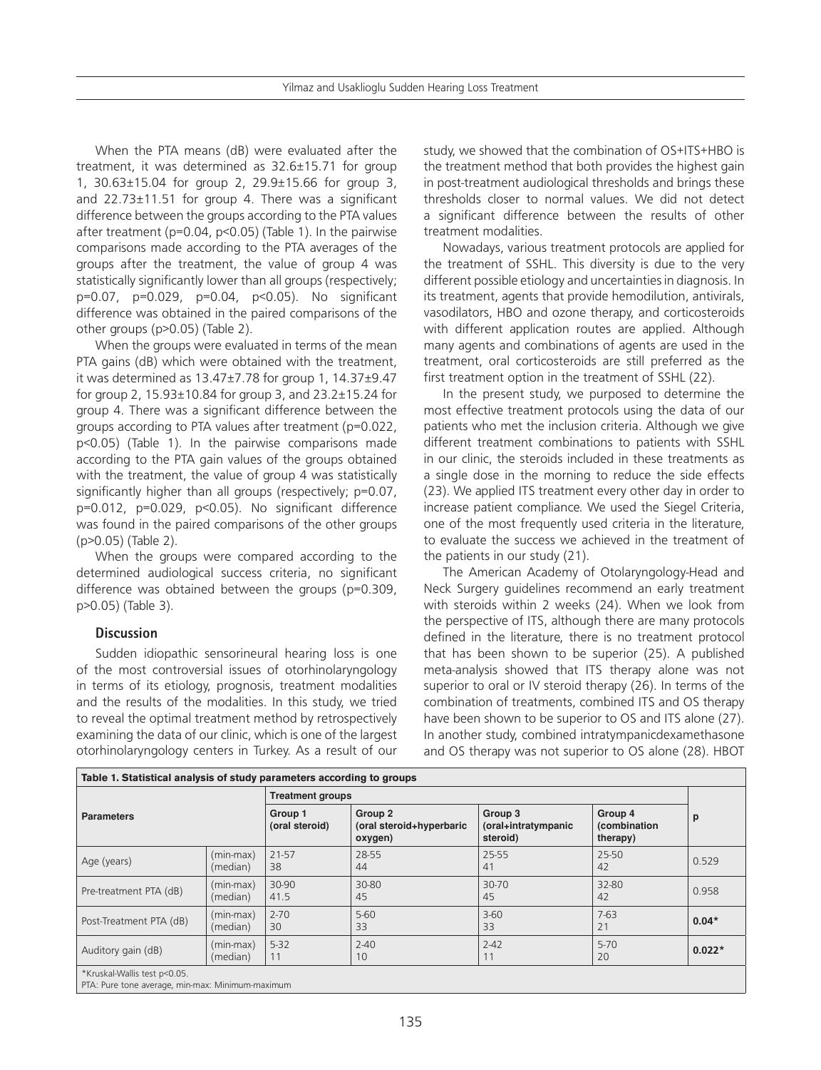When the PTA means (dB) were evaluated after the treatment, it was determined as 32.6±15.71 for group 1, 30.63±15.04 for group 2, 29.9±15.66 for group 3, and 22.73±11.51 for group 4. There was a significant difference between the groups according to the PTA values after treatment ($p=0.04$, $p<0.05$) (Table 1). In the pairwise comparisons made according to the PTA averages of the groups after the treatment, the value of group 4 was statistically significantly lower than all groups (respectively; $p=0.07$, $p=0.029$, $p=0.04$, $p<0.05$). No significant difference was obtained in the paired comparisons of the other groups ($p>0.05$) (Table 2).

When the groups were evaluated in terms of the mean PTA gains (dB) which were obtained with the treatment, it was determined as 13.47±7.78 for group 1, 14.37±9.47 for group 2, 15.93±10.84 for group 3, and 23.2±15.24 for group 4. There was a significant difference between the groups according to PTA values after treatment ($p=0.022$, $p<0.05$) (Table 1). In the pairwise comparisons made according to the PTA gain values of the groups obtained with the treatment, the value of group 4 was statistically significantly higher than all groups (respectively; $p=0.07$, $p=0.012$, $p=0.029$, $p<0.05$). No significant difference was found in the paired comparisons of the other groups ($p>0.05$) (Table 2).

When the groups were compared according to the determined audiological success criteria, no significant difference was obtained between the groups ($p=0.309$, $p>0.05$) (Table 3).

## Discussion

Sudden idiopathic sensorineural hearing loss is one of the most controversial issues of otorhinolaryngology in terms of its etiology, prognosis, treatment modalities and the results of the modalities. In this study, we tried to reveal the optimal treatment method by retrospectively examining the data of our clinic, which is one of the largest otorhinolaryngology centers in Turkey. As a result of our study, we showed that the combination of OS+ITS+HBO is the treatment method that both provides the highest gain in post-treatment audiological thresholds and brings these thresholds closer to normal values. We did not detect a significant difference between the results of other treatment modalities.

Nowadays, various treatment protocols are applied for the treatment of SSHL. This diversity is due to the very different possible etiology and uncertainties in diagnosis. In its treatment, agents that provide hemodilution, antivirals, vasodilators, HBO and ozone therapy, and corticosteroids with different application routes are applied. Although many agents and combinations of agents are used in the treatment, oral corticosteroids are still preferred as the first treatment option in the treatment of SSHL (22).

In the present study, we purposed to determine the most effective treatment protocols using the data of our patients who met the inclusion criteria. Although we give different treatment combinations to patients with SSHL in our clinic, the steroids included in these treatments as a single dose in the morning to reduce the side effects (23). We applied ITS treatment every other day in order to increase patient compliance. We used the Siegel Criteria, one of the most frequently used criteria in the literature, to evaluate the success we achieved in the treatment of the patients in our study (21).

The American Academy of Otolaryngology-Head and Neck Surgery guidelines recommend an early treatment with steroids within 2 weeks (24). When we look from the perspective of ITS, although there are many protocols defined in the literature, there is no treatment protocol that has been shown to be superior (25). A published meta-analysis showed that ITS therapy alone was not superior to oral or IV steroid therapy (26). In terms of the combination of treatments, combined ITS and OS therapy have been shown to be superior to OS and ITS alone (27). In another study, combined intratympanicdexamethasone and OS therapy was not superior to OS alone (28). HBOT

**Table 1. Statistical analysis of study parameters according to groups**

| Parameters | | Treatment groups | | | | p |
|---|---|---|---|---|---|---|
| | | Group 1 (oral steroid) | Group 2 (oral steroid+hyperbaric oxygen) | Group 3 (oral+intratympanic steroid) | Group 4 (combination therapy) | |
| Age (years) | (min-max) (median) | 21-57 38 | 28-55 44 | 25-55 41 | 25-50 42 | 0.529 |
| Pre-treatment PTA (dB) | (min-max) (median) | 30-90 41.5 | 30-80 45 | 30-70 45 | 32-80 42 | 0.958 |
| Post-Treatment PTA (dB) | (min-max) (median) | 2-70 30 | 5-60 33 | 3-60 33 | 7-63 21 | **0.04*** |
| Auditory gain (dB) | (min-max) (median) | 5-32 11 | 2-40 10 | 2-42 11 | 5-70 20 | **0.022*** |

*Kruskal-Wallis test $p<0.05$.
PTA: Pure tone average, min-max: Minimum-maximum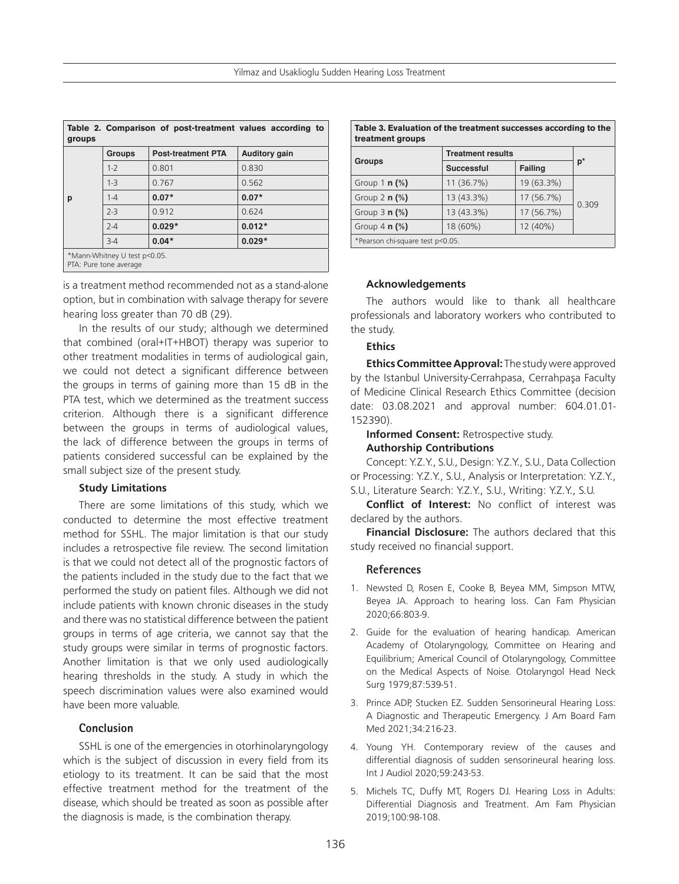**Table 2. Comparison of post-treatment values according to groups**

| | Groups | Post-treatment PTA | Auditory gain |
|---|---|---|---|
| p | 1-2 | 0.801 | 0.830 |
| | 1-3 | 0.767 | 0.562 |
| | 1-4 | **0.07*** | **0.07*** |
| | 2-3 | 0.912 | 0.624 |
| | 2-4 | **0.029*** | **0.012*** |
| | 3-4 | **0.04*** | **0.029*** |

*Mann-Whitney U test $p<0.05$.
PTA: Pure tone average

**Table 3. Evaluation of the treatment successes according to the treatment groups**

| Groups | Treatment results | | p* |
|---|---|---|---|
| | Successful | Failing | |
| Group 1 **n (%)** | 11 (36.7%) | 19 (63.3%) | 0.309 |
| Group 2 **n (%)** | 13 (43.3%) | 17 (56.7%) | |
| Group 3 **n (%)** | 13 (43.3%) | 17 (56.7%) | |
| Group 4 **n (%)** | 18 (60%) | 12 (40%) | |

*Pearson chi-square test $p<0.05$.

is a treatment method recommended not as a stand-alone option, but in combination with salvage therapy for severe hearing loss greater than 70 dB (29).

In the results of our study; although we determined that combined (oral+IT+HBOT) therapy was superior to other treatment modalities in terms of audiological gain, we could not detect a significant difference between the groups in terms of gaining more than 15 dB in the PTA test, which we determined as the treatment success criterion. Although there is a significant difference between the groups in terms of audiological values, the lack of difference between the groups in terms of patients considered successful can be explained by the small subject size of the present study.

### Study Limitations

There are some limitations of this study, which we conducted to determine the most effective treatment method for SSHL. The major limitation is that our study includes a retrospective file review. The second limitation is that we could not detect all of the prognostic factors of the patients included in the study due to the fact that we performed the study on patient files. Although we did not include patients with known chronic diseases in the study and there was no statistical difference between the patient groups in terms of age criteria, we cannot say that the study groups were similar in terms of prognostic factors. Another limitation is that we only used audiologically hearing thresholds in the study. A study in which the speech discrimination values were also examined would have been more valuable.

## Conclusion

SSHL is one of the emergencies in otorhinolaryngology which is the subject of discussion in every field from its etiology to its treatment. It can be said that the most effective treatment method for the treatment of the disease, which should be treated as soon as possible after the diagnosis is made, is the combination therapy.

### Acknowledgements

The authors would like to thank all healthcare professionals and laboratory workers who contributed to the study.

### Ethics

**Ethics Committee Approval:** The study were approved by the Istanbul University-Cerrahpasa, Cerrahpaşa Faculty of Medicine Clinical Research Ethics Committee (decision date: 03.08.2021 and approval number: 604.01.01-152390).

**Informed Consent:** Retrospective study.

**Authorship Contributions**

Concept: Y.Z.Y., S.U., Design: Y.Z.Y., S.U., Data Collection or Processing: Y.Z.Y., S.U., Analysis or Interpretation: Y.Z.Y., S.U., Literature Search: Y.Z.Y., S.U., Writing: Y.Z.Y., S.U.

**Conflict of Interest:** No conflict of interest was declared by the authors.

**Financial Disclosure:** The authors declared that this study received no financial support.

## References

1. Newsted D, Rosen E, Cooke B, Beyea MM, Simpson MTW, Beyea JA. Approach to hearing loss. Can Fam Physician 2020;66:803-9.
2. Guide for the evaluation of hearing handicap. American Academy of Otolaryngology, Committee on Hearing and Equilibrium; Americal Council of Otolaryngology, Committee on the Medical Aspects of Noise. Otolaryngol Head Neck Surg 1979;87:539-51.
3. Prince ADP, Stucken EZ. Sudden Sensorineural Hearing Loss: A Diagnostic and Therapeutic Emergency. J Am Board Fam Med 2021;34:216-23.
4. Young YH. Contemporary review of the causes and differential diagnosis of sudden sensorineural hearing loss. Int J Audiol 2020;59:243-53.
5. Michels TC, Duffy MT, Rogers DJ. Hearing Loss in Adults: Differential Diagnosis and Treatment. Am Fam Physician 2019;100:98-108.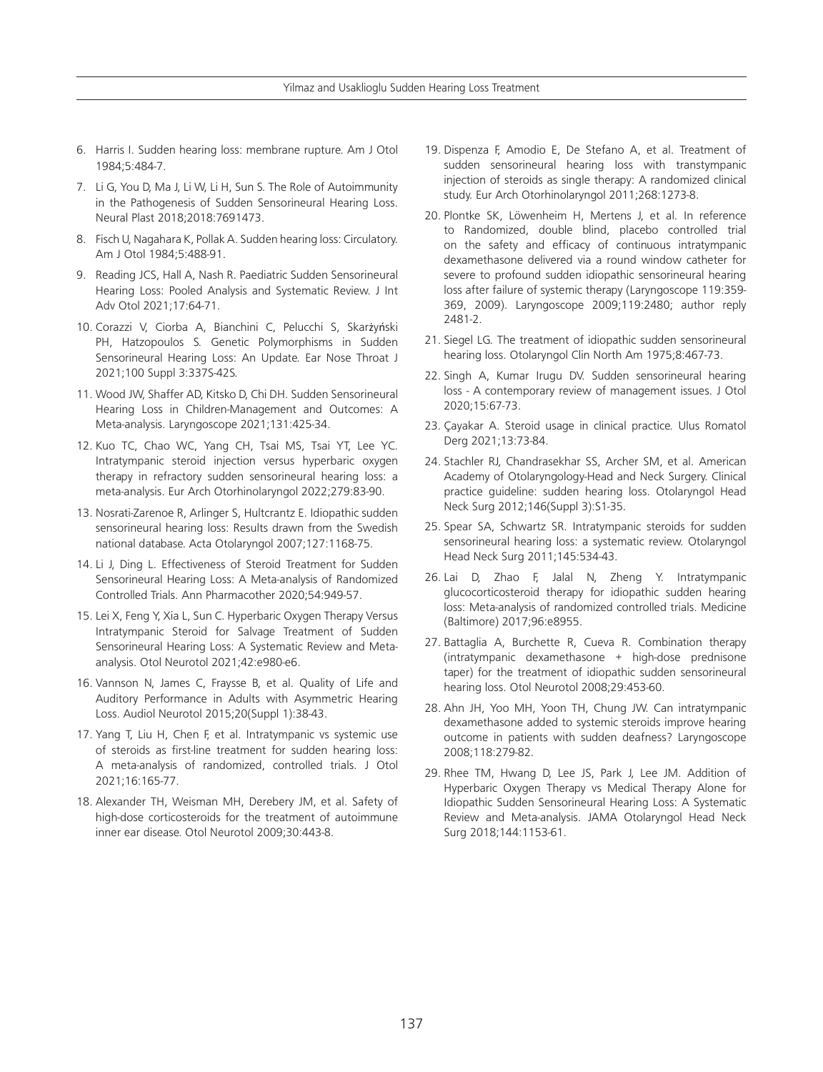6. Harris I. Sudden hearing loss: membrane rupture. Am J Otol 1984;5:484-7.
7. Li G, You D, Ma J, Li W, Li H, Sun S. The Role of Autoimmunity in the Pathogenesis of Sudden Sensorineural Hearing Loss. Neural Plast 2018;2018:7691473.
8. Fisch U, Nagahara K, Pollak A. Sudden hearing loss: Circulatory. Am J Otol 1984;5:488-91.
9. Reading JCS, Hall A, Nash R. Paediatric Sudden Sensorineural Hearing Loss: Pooled Analysis and Systematic Review. J Int Adv Otol 2021;17:64-71.
10. Corazzi V, Ciorba A, Bianchini C, Pelucchi S, Skarżyński PH, Hatzopoulos S. Genetic Polymorphisms in Sudden Sensorineural Hearing Loss: An Update. Ear Nose Throat J 2021;100 Suppl 3:337S-42S.
11. Wood JW, Shaffer AD, Kitsko D, Chi DH. Sudden Sensorineural Hearing Loss in Children-Management and Outcomes: A Meta-analysis. Laryngoscope 2021;131:425-34.
12. Kuo TC, Chao WC, Yang CH, Tsai MS, Tsai YT, Lee YC. Intratympanic steroid injection versus hyperbaric oxygen therapy in refractory sudden sensorineural hearing loss: a meta-analysis. Eur Arch Otorhinolaryngol 2022;279:83-90.
13. Nosrati-Zarenoe R, Arlinger S, Hultcrantz E. Idiopathic sudden sensorineural hearing loss: Results drawn from the Swedish national database. Acta Otolaryngol 2007;127:1168-75.
14. Li J, Ding L. Effectiveness of Steroid Treatment for Sudden Sensorineural Hearing Loss: A Meta-analysis of Randomized Controlled Trials. Ann Pharmacother 2020;54:949-57.
15. Lei X, Feng Y, Xia L, Sun C. Hyperbaric Oxygen Therapy Versus Intratympanic Steroid for Salvage Treatment of Sudden Sensorineural Hearing Loss: A Systematic Review and Meta-analysis. Otol Neurotol 2021;42:e980-e6.
16. Vannson N, James C, Fraysse B, et al. Quality of Life and Auditory Performance in Adults with Asymmetric Hearing Loss. Audiol Neurotol 2015;20(Suppl 1):38-43.
17. Yang T, Liu H, Chen F, et al. Intratympanic vs systemic use of steroids as first-line treatment for sudden hearing loss: A meta-analysis of randomized, controlled trials. J Otol 2021;16:165-77.
18. Alexander TH, Weisman MH, Derebery JM, et al. Safety of high-dose corticosteroids for the treatment of autoimmune inner ear disease. Otol Neurotol 2009;30:443-8.
19. Dispenza F, Amodio E, De Stefano A, et al. Treatment of sudden sensorineural hearing loss with transtympanic injection of steroids as single therapy: A randomized clinical study. Eur Arch Otorhinolaryngol 2011;268:1273-8.
20. Plontke SK, Löwenheim H, Mertens J, et al. In reference to Randomized, double blind, placebo controlled trial on the safety and efficacy of continuous intratympanic dexamethasone delivered via a round window catheter for severe to profound sudden idiopathic sensorineural hearing loss after failure of systemic therapy (Laryngoscope 119:359-369, 2009). Laryngoscope 2009;119:2480; author reply 2481-2.
21. Siegel LG. The treatment of idiopathic sudden sensorineural hearing loss. Otolaryngol Clin North Am 1975;8:467-73.
22. Singh A, Kumar Irugu DV. Sudden sensorineural hearing loss - A contemporary review of management issues. J Otol 2020;15:67-73.
23. Çayakar A. Steroid usage in clinical practice. Ulus Romatol Derg 2021;13:73-84.
24. Stachler RJ, Chandrasekhar SS, Archer SM, et al. American Academy of Otolaryngology-Head and Neck Surgery. Clinical practice guideline: sudden hearing loss. Otolaryngol Head Neck Surg 2012;146(Suppl 3):S1-35.
25. Spear SA, Schwartz SR. Intratympanic steroids for sudden sensorineural hearing loss: a systematic review. Otolaryngol Head Neck Surg 2011;145:534-43.
26. Lai D, Zhao F, Jalal N, Zheng Y. Intratympanic glucocorticosteroid therapy for idiopathic sudden hearing loss: Meta-analysis of randomized controlled trials. Medicine (Baltimore) 2017;96:e8955.
27. Battaglia A, Burchette R, Cueva R. Combination therapy (intratympanic dexamethasone + high-dose prednisone taper) for the treatment of idiopathic sudden sensorineural hearing loss. Otol Neurotol 2008;29:453-60.
28. Ahn JH, Yoo MH, Yoon TH, Chung JW. Can intratympanic dexamethasone added to systemic steroids improve hearing outcome in patients with sudden deafness? Laryngoscope 2008;118:279-82.
29. Rhee TM, Hwang D, Lee JS, Park J, Lee JM. Addition of Hyperbaric Oxygen Therapy vs Medical Therapy Alone for Idiopathic Sudden Sensorineural Hearing Loss: A Systematic Review and Meta-analysis. JAMA Otolaryngol Head Neck Surg 2018;144:1153-61.